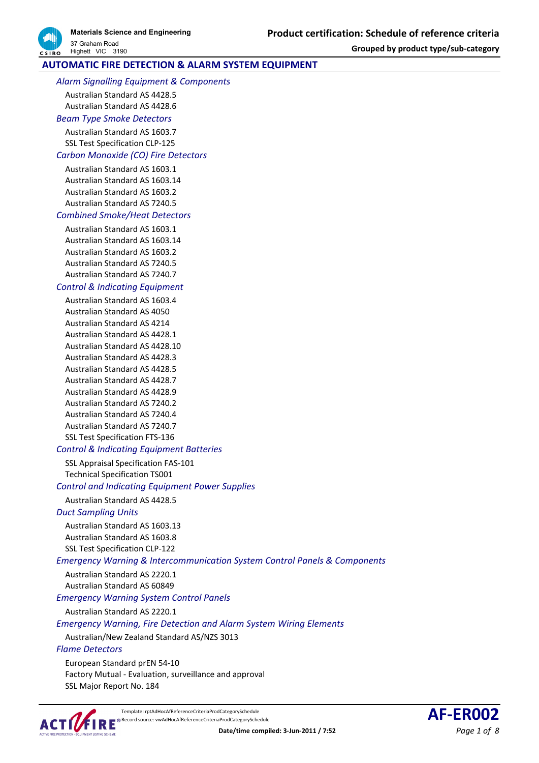Materials Science and Engineering
37 Graham Road
Highett VIC 3190

# Product certification: Schedule of reference criteria

**Grouped by product type/sub-category**

## AUTOMATIC FIRE DETECTION & ALARM SYSTEM EQUIPMENT

### *Alarm Signalling Equipment & Components*

Australian Standard AS 4428.5
Australian Standard AS 4428.6

### *Beam Type Smoke Detectors*

Australian Standard AS 1603.7
SSL Test Specification CLP-125

### *Carbon Monoxide (CO) Fire Detectors*

Australian Standard AS 1603.1
Australian Standard AS 1603.14
Australian Standard AS 1603.2
Australian Standard AS 7240.5

### *Combined Smoke/Heat Detectors*

Australian Standard AS 1603.1
Australian Standard AS 1603.14
Australian Standard AS 1603.2
Australian Standard AS 7240.5
Australian Standard AS 7240.7

### *Control & Indicating Equipment*

Australian Standard AS 1603.4
Australian Standard AS 4050
Australian Standard AS 4214
Australian Standard AS 4428.1
Australian Standard AS 4428.10
Australian Standard AS 4428.3
Australian Standard AS 4428.5
Australian Standard AS 4428.7
Australian Standard AS 4428.9
Australian Standard AS 7240.2
Australian Standard AS 7240.4
Australian Standard AS 7240.7
SSL Test Specification FTS-136

### *Control & Indicating Equipment Batteries*

SSL Appraisal Specification FAS-101
Technical Specification TS001

### *Control and Indicating Equipment Power Supplies*

Australian Standard AS 4428.5

### *Duct Sampling Units*

Australian Standard AS 1603.13
Australian Standard AS 1603.8
SSL Test Specification CLP-122

### *Emergency Warning & Intercommunication System Control Panels & Components*

Australian Standard AS 2220.1
Australian Standard AS 60849

### *Emergency Warning System Control Panels*

Australian Standard AS 2220.1

### *Emergency Warning, Fire Detection and Alarm System Wiring Elements*

Australian/New Zealand Standard AS/NZS 3013

### *Flame Detectors*

European Standard prEN 54-10
Factory Mutual - Evaluation, surveillance and approval
SSL Major Report No. 184

Template: rptAdHocAfReferenceCriteriaProdCategorySchedule
Record source: vwAdHocAfReferenceCriteriaProdCategorySchedule
Date/time compiled: 3-Jun-2011 / 7:52

AF-ER002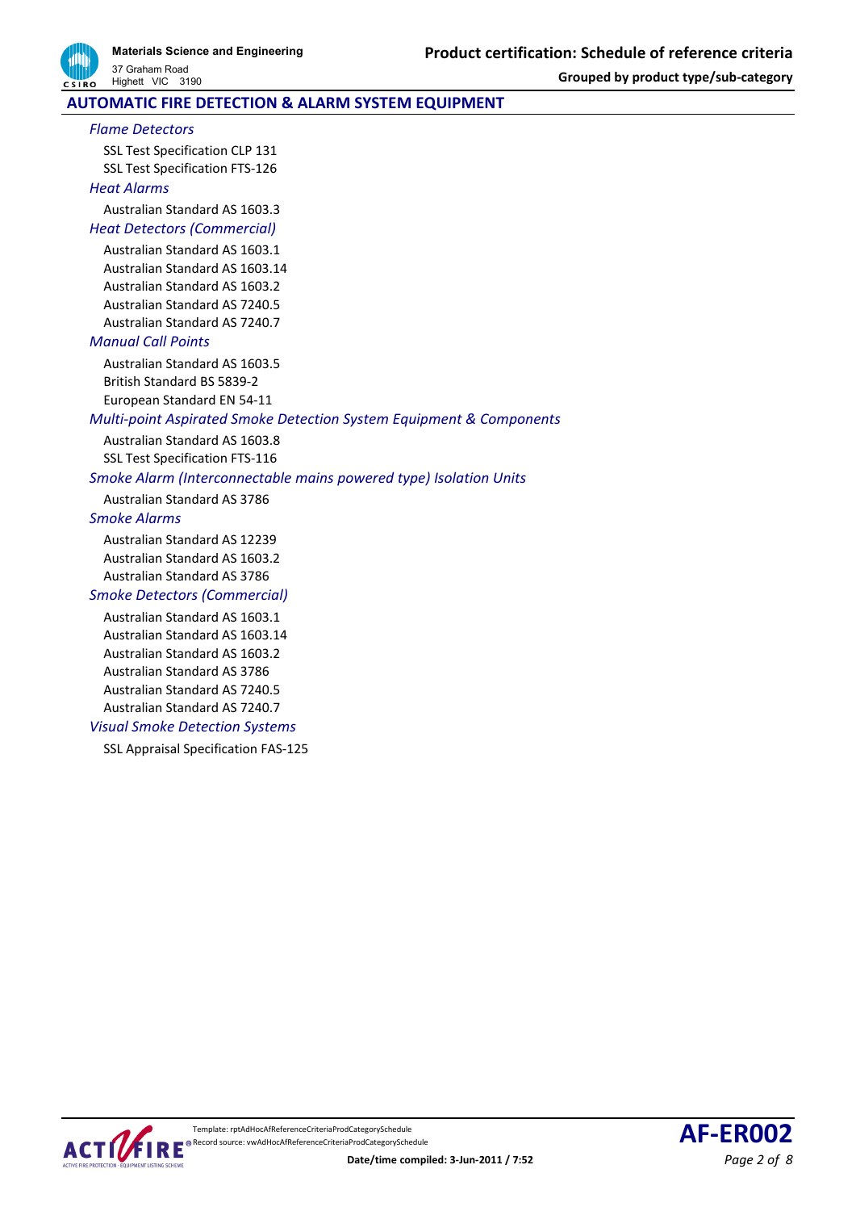## AUTOMATIC FIRE DETECTION & ALARM SYSTEM EQUIPMENT

### *Flame Detectors*

SSL Test Specification CLP 131
SSL Test Specification FTS-126

### *Heat Alarms*

Australian Standard AS 1603.3

### *Heat Detectors (Commercial)*

Australian Standard AS 1603.1
Australian Standard AS 1603.14
Australian Standard AS 1603.2
Australian Standard AS 7240.5
Australian Standard AS 7240.7

### *Manual Call Points*

Australian Standard AS 1603.5
British Standard BS 5839-2
European Standard EN 54-11

### *Multi-point Aspirated Smoke Detection System Equipment & Components*

Australian Standard AS 1603.8
SSL Test Specification FTS-116

### *Smoke Alarm (Interconnectable mains powered type) Isolation Units*

Australian Standard AS 3786

### *Smoke Alarms*

Australian Standard AS 12239
Australian Standard AS 1603.2
Australian Standard AS 3786

### *Smoke Detectors (Commercial)*

Australian Standard AS 1603.1
Australian Standard AS 1603.14
Australian Standard AS 1603.2
Australian Standard AS 3786
Australian Standard AS 7240.5
Australian Standard AS 7240.7

### *Visual Smoke Detection Systems*

SSL Appraisal Specification FAS-125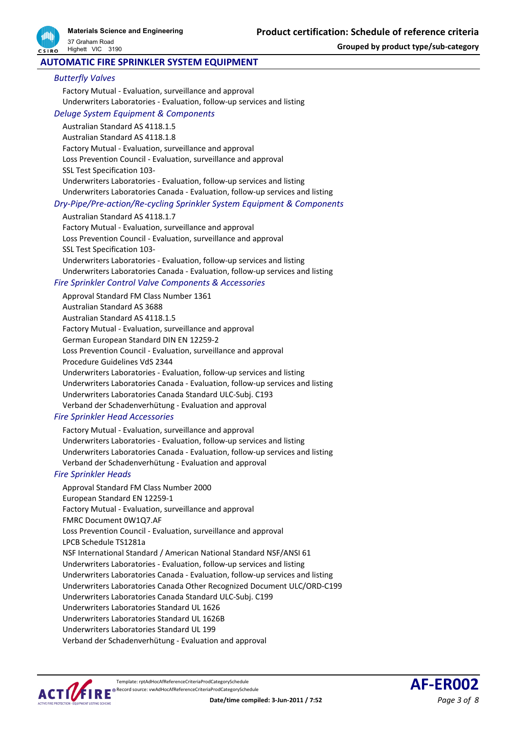## AUTOMATIC FIRE SPRINKLER SYSTEM EQUIPMENT

### *Butterfly Valves*

Factory Mutual - Evaluation, surveillance and approval
Underwriters Laboratories - Evaluation, follow-up services and listing

### *Deluge System Equipment & Components*

Australian Standard AS 4118.1.5
Australian Standard AS 4118.1.8
Factory Mutual - Evaluation, surveillance and approval
Loss Prevention Council - Evaluation, surveillance and approval
SSL Test Specification 103-
Underwriters Laboratories - Evaluation, follow-up services and listing
Underwriters Laboratories Canada - Evaluation, follow-up services and listing

### *Dry-Pipe/Pre-action/Re-cycling Sprinkler System Equipment & Components*

Australian Standard AS 4118.1.7
Factory Mutual - Evaluation, surveillance and approval
Loss Prevention Council - Evaluation, surveillance and approval
SSL Test Specification 103-
Underwriters Laboratories - Evaluation, follow-up services and listing
Underwriters Laboratories Canada - Evaluation, follow-up services and listing

### *Fire Sprinkler Control Valve Components & Accessories*

Approval Standard FM Class Number 1361
Australian Standard AS 3688
Australian Standard AS 4118.1.5
Factory Mutual - Evaluation, surveillance and approval
German European Standard DIN EN 12259-2
Loss Prevention Council - Evaluation, surveillance and approval
Procedure Guidelines VdS 2344
Underwriters Laboratories - Evaluation, follow-up services and listing
Underwriters Laboratories Canada - Evaluation, follow-up services and listing
Underwriters Laboratories Canada Standard ULC-Subj. C193
Verband der Schadenverhütung - Evaluation and approval

### *Fire Sprinkler Head Accessories*

Factory Mutual - Evaluation, surveillance and approval
Underwriters Laboratories - Evaluation, follow-up services and listing
Underwriters Laboratories Canada - Evaluation, follow-up services and listing
Verband der Schadenverhütung - Evaluation and approval

### *Fire Sprinkler Heads*

Approval Standard FM Class Number 2000
European Standard EN 12259-1
Factory Mutual - Evaluation, surveillance and approval
FMRC Document 0W1Q7.AF
Loss Prevention Council - Evaluation, surveillance and approval
LPCB Schedule TS1281a
NSF International Standard / American National Standard NSF/ANSI 61
Underwriters Laboratories - Evaluation, follow-up services and listing
Underwriters Laboratories Canada - Evaluation, follow-up services and listing
Underwriters Laboratories Canada Other Recognized Document ULC/ORD-C199
Underwriters Laboratories Canada Standard ULC-Subj. C199
Underwriters Laboratories Standard UL 1626
Underwriters Laboratories Standard UL 1626B
Underwriters Laboratories Standard UL 199
Verband der Schadenverhütung - Evaluation and approval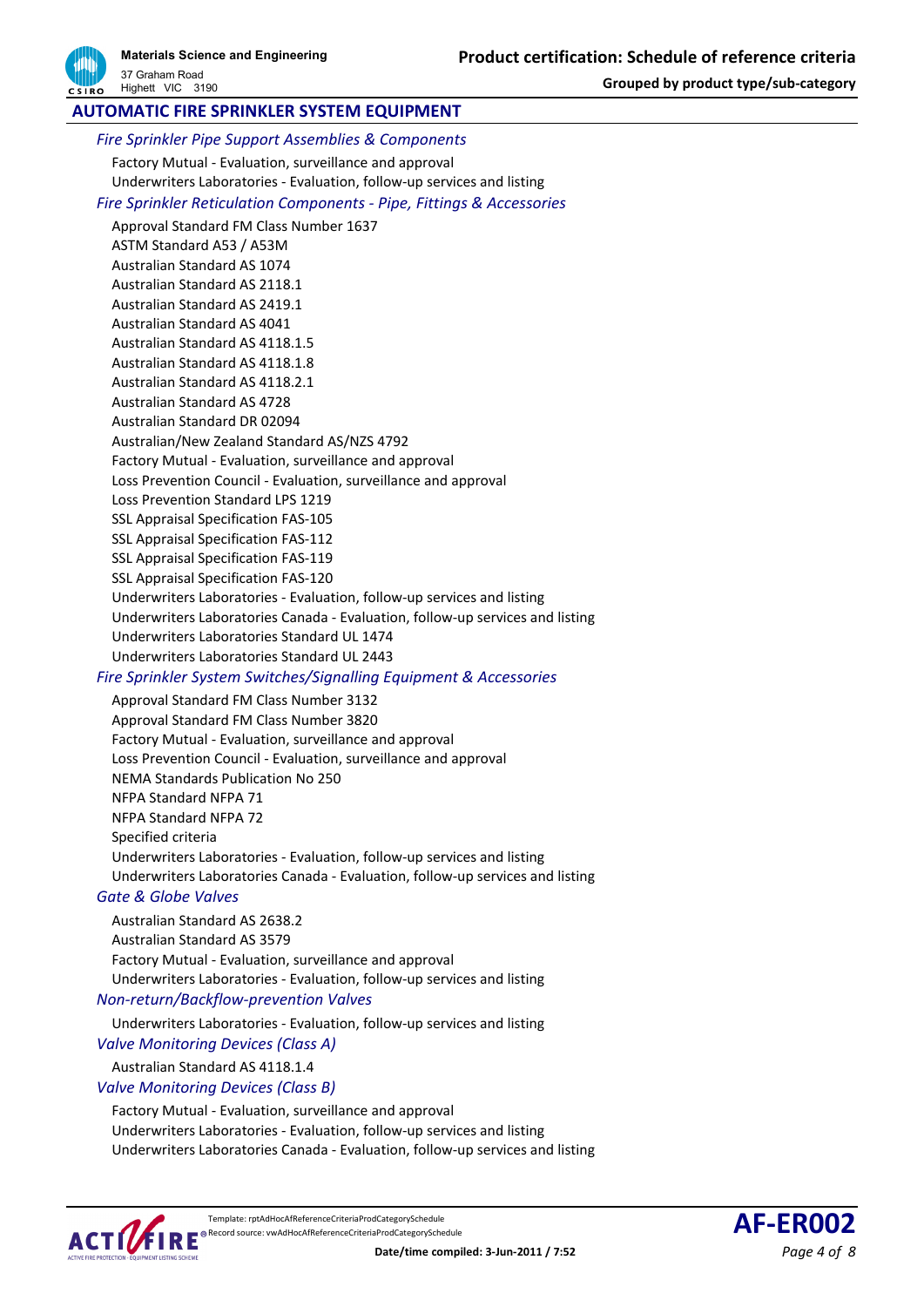## AUTOMATIC FIRE SPRINKLER SYSTEM EQUIPMENT

### *Fire Sprinkler Pipe Support Assemblies & Components*

- Factory Mutual - Evaluation, surveillance and approval
- Underwriters Laboratories - Evaluation, follow-up services and listing

### *Fire Sprinkler Reticulation Components - Pipe, Fittings & Accessories*

- Approval Standard FM Class Number 1637
- ASTM Standard A53 / A53M
- Australian Standard AS 1074
- Australian Standard AS 2118.1
- Australian Standard AS 2419.1
- Australian Standard AS 4041
- Australian Standard AS 4118.1.5
- Australian Standard AS 4118.1.8
- Australian Standard AS 4118.2.1
- Australian Standard AS 4728
- Australian Standard DR 02094
- Australian/New Zealand Standard AS/NZS 4792
- Factory Mutual - Evaluation, surveillance and approval
- Loss Prevention Council - Evaluation, surveillance and approval
- Loss Prevention Standard LPS 1219
- SSL Appraisal Specification FAS-105
- SSL Appraisal Specification FAS-112
- SSL Appraisal Specification FAS-119
- SSL Appraisal Specification FAS-120
- Underwriters Laboratories - Evaluation, follow-up services and listing
- Underwriters Laboratories Canada - Evaluation, follow-up services and listing
- Underwriters Laboratories Standard UL 1474
- Underwriters Laboratories Standard UL 2443

### *Fire Sprinkler System Switches/Signalling Equipment & Accessories*

- Approval Standard FM Class Number 3132
- Approval Standard FM Class Number 3820
- Factory Mutual - Evaluation, surveillance and approval
- Loss Prevention Council - Evaluation, surveillance and approval
- NEMA Standards Publication No 250
- NFPA Standard NFPA 71
- NFPA Standard NFPA 72
- Specified criteria
- Underwriters Laboratories - Evaluation, follow-up services and listing
- Underwriters Laboratories Canada - Evaluation, follow-up services and listing

### *Gate & Globe Valves*

- Australian Standard AS 2638.2
- Australian Standard AS 3579
- Factory Mutual - Evaluation, surveillance and approval
- Underwriters Laboratories - Evaluation, follow-up services and listing

### *Non-return/Backflow-prevention Valves*

- Underwriters Laboratories - Evaluation, follow-up services and listing

### *Valve Monitoring Devices (Class A)*

- Australian Standard AS 4118.1.4

### *Valve Monitoring Devices (Class B)*

- Factory Mutual - Evaluation, surveillance and approval
- Underwriters Laboratories - Evaluation, follow-up services and listing
- Underwriters Laboratories Canada - Evaluation, follow-up services and listing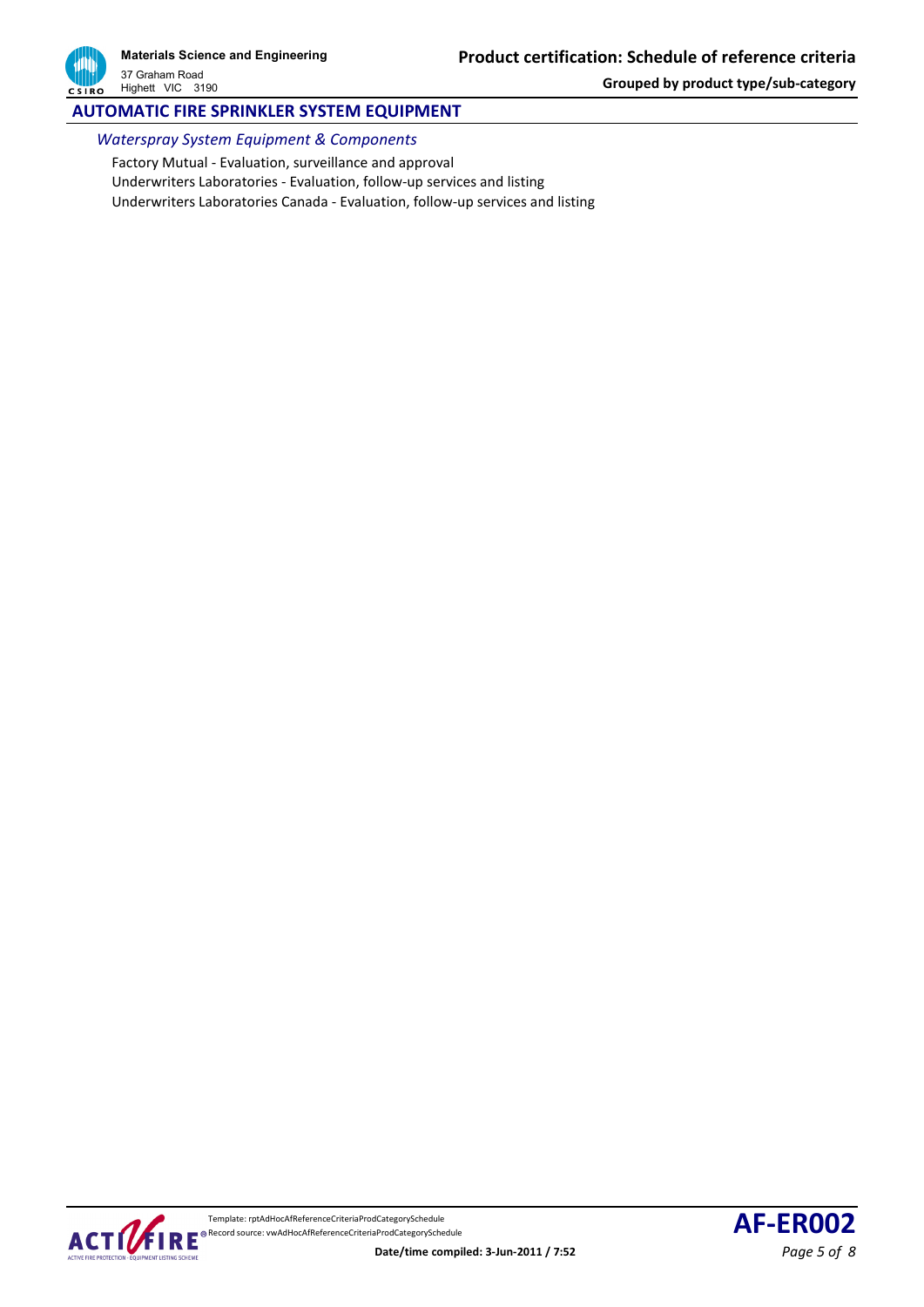## AUTOMATIC FIRE SPRINKLER SYSTEM EQUIPMENT

### *Waterspray System Equipment & Components*

Factory Mutual - Evaluation, surveillance and approval

Underwriters Laboratories - Evaluation, follow-up services and listing

Underwriters Laboratories Canada - Evaluation, follow-up services and listing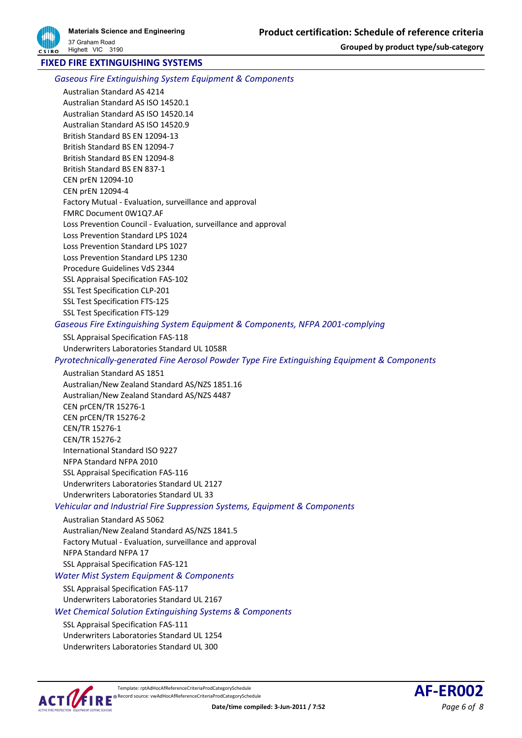## FIXED FIRE EXTINGUISHING SYSTEMS

### *Gaseous Fire Extinguishing System Equipment & Components*

- Australian Standard AS 4214
- Australian Standard AS ISO 14520.1
- Australian Standard AS ISO 14520.14
- Australian Standard AS ISO 14520.9
- British Standard BS EN 12094-13
- British Standard BS EN 12094-7
- British Standard BS EN 12094-8
- British Standard BS EN 837-1
- CEN prEN 12094-10
- CEN prEN 12094-4
- Factory Mutual - Evaluation, surveillance and approval
- FMRC Document 0W1Q7.AF
- Loss Prevention Council - Evaluation, surveillance and approval
- Loss Prevention Standard LPS 1024
- Loss Prevention Standard LPS 1027
- Loss Prevention Standard LPS 1230
- Procedure Guidelines VdS 2344
- SSL Appraisal Specification FAS-102
- SSL Test Specification CLP-201
- SSL Test Specification FTS-125
- SSL Test Specification FTS-129

### *Gaseous Fire Extinguishing System Equipment & Components, NFPA 2001-complying*

- SSL Appraisal Specification FAS-118
- Underwriters Laboratories Standard UL 1058R

### *Pyrotechnically-generated Fine Aerosol Powder Type Fire Extinguishing Equipment & Components*

- Australian Standard AS 1851
- Australian/New Zealand Standard AS/NZS 1851.16
- Australian/New Zealand Standard AS/NZS 4487
- CEN prCEN/TR 15276-1
- CEN prCEN/TR 15276-2
- CEN/TR 15276-1
- CEN/TR 15276-2
- International Standard ISO 9227
- NFPA Standard NFPA 2010
- SSL Appraisal Specification FAS-116
- Underwriters Laboratories Standard UL 2127
- Underwriters Laboratories Standard UL 33

### *Vehicular and Industrial Fire Suppression Systems, Equipment & Components*

- Australian Standard AS 5062
- Australian/New Zealand Standard AS/NZS 1841.5
- Factory Mutual - Evaluation, surveillance and approval
- NFPA Standard NFPA 17
- SSL Appraisal Specification FAS-121

### *Water Mist System Equipment & Components*

- SSL Appraisal Specification FAS-117
- Underwriters Laboratories Standard UL 2167

### *Wet Chemical Solution Extinguishing Systems & Components*

- SSL Appraisal Specification FAS-111
- Underwriters Laboratories Standard UL 1254
- Underwriters Laboratories Standard UL 300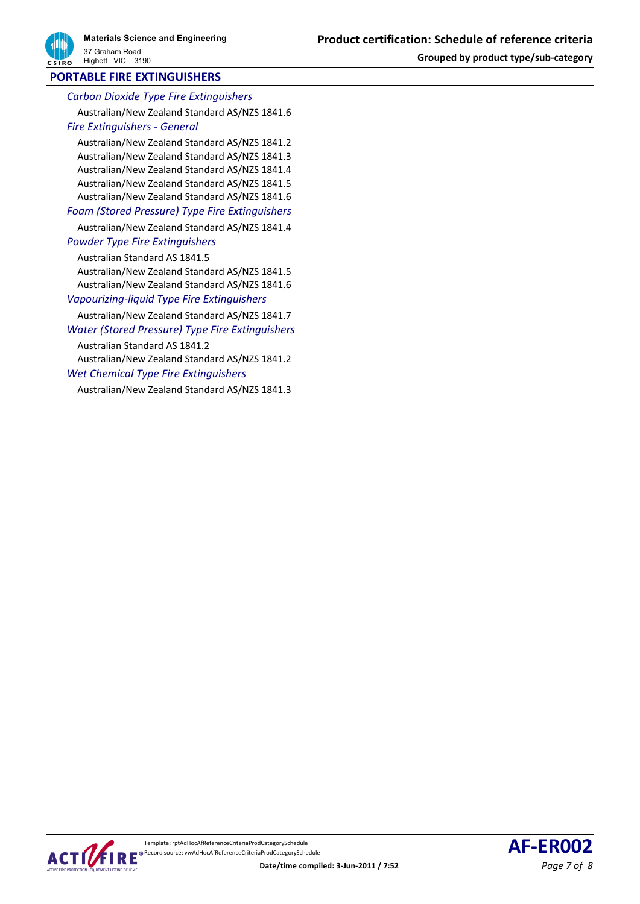## PORTABLE FIRE EXTINGUISHERS

### *Carbon Dioxide Type Fire Extinguishers*

Australian/New Zealand Standard AS/NZS 1841.6

### *Fire Extinguishers - General*

Australian/New Zealand Standard AS/NZS 1841.2
Australian/New Zealand Standard AS/NZS 1841.3
Australian/New Zealand Standard AS/NZS 1841.4
Australian/New Zealand Standard AS/NZS 1841.5
Australian/New Zealand Standard AS/NZS 1841.6

### *Foam (Stored Pressure) Type Fire Extinguishers*

Australian/New Zealand Standard AS/NZS 1841.4

### *Powder Type Fire Extinguishers*

Australian Standard AS 1841.5
Australian/New Zealand Standard AS/NZS 1841.5
Australian/New Zealand Standard AS/NZS 1841.6

### *Vapourizing-liquid Type Fire Extinguishers*

Australian/New Zealand Standard AS/NZS 1841.7

### *Water (Stored Pressure) Type Fire Extinguishers*

Australian Standard AS 1841.2
Australian/New Zealand Standard AS/NZS 1841.2

### *Wet Chemical Type Fire Extinguishers*

Australian/New Zealand Standard AS/NZS 1841.3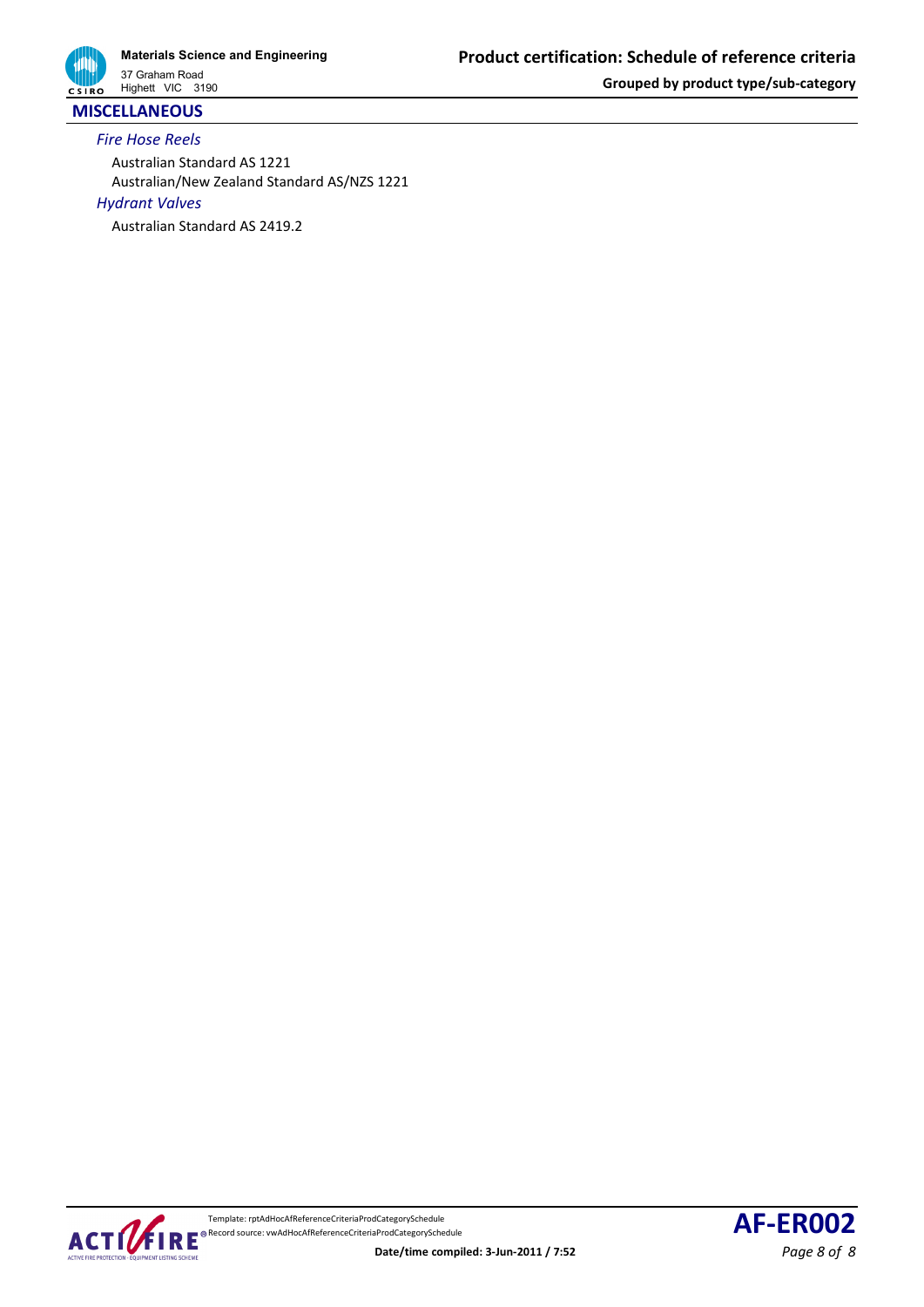## MISCELLANEOUS

### *Fire Hose Reels*

Australian Standard AS 1221

Australian/New Zealand Standard AS/NZS 1221

### *Hydrant Valves*

Australian Standard AS 2419.2